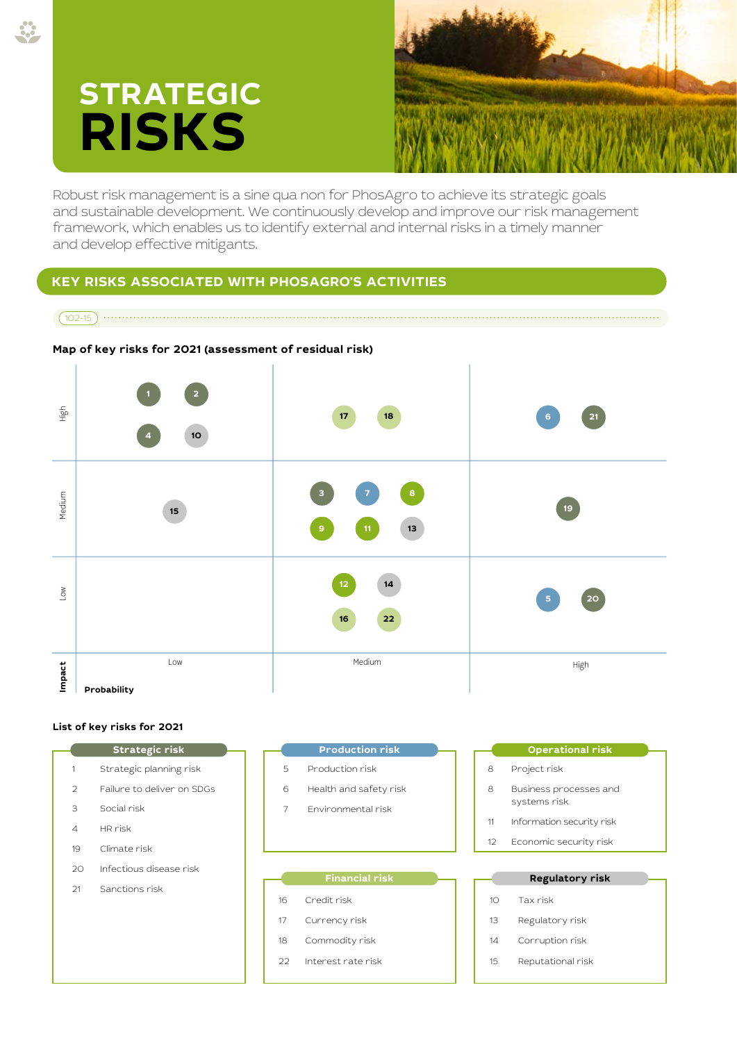# STRATEGIC RISKS

Robust risk management is a sine qua non for PhosAgro to achieve its strategic goals and sustainable development. We continuously develop and improve our risk management framework, which enables us to identify external and internal risks in a timely manner and develop effective mitigants.

## KEY RISKS ASSOCIATED WITH PHOSAGRO'S ACTIVITIES

102-15

### Map of key risks for 2021 (assessment of residual risk)

| Impact \ Probability | Low | Medium | High |
|---|---|---|---|
| High | 1, 2, 4, 10 | 17, 18 | 6, 21 |
| Medium | 15 | 3, 7, 8, 9, 11, 13 | 19 |
| Low | | 12, 14, 16, 22 | 5, 20 |

### List of key risks for 2021

**Strategic risk**

| No. | Risk |
|---|---|
| 1 | Strategic planning risk |
| 2 | Failure to deliver on SDGs |
| 3 | Social risk |
| 4 | HR risk |
| 19 | Climate risk |
| 20 | Infectious disease risk |
| 21 | Sanctions risk |

**Production risk**

| No. | Risk |
|---|---|
| 5 | Production risk |
| 6 | Health and safety risk |
| 7 | Environmental risk |

**Operational risk**

| No. | Risk |
|---|---|
| 8 | Project risk |
| 8 | Business processes and systems risk |
| 11 | Information security risk |
| 12 | Economic security risk |

**Financial risk**

| No. | Risk |
|---|---|
| 16 | Credit risk |
| 17 | Currency risk |
| 18 | Commodity risk |
| 22 | Interest rate risk |

**Regulatory risk**

| No. | Risk |
|---|---|
| 10 | Tax risk |
| 13 | Regulatory risk |
| 14 | Corruption risk |
| 15 | Reputational risk |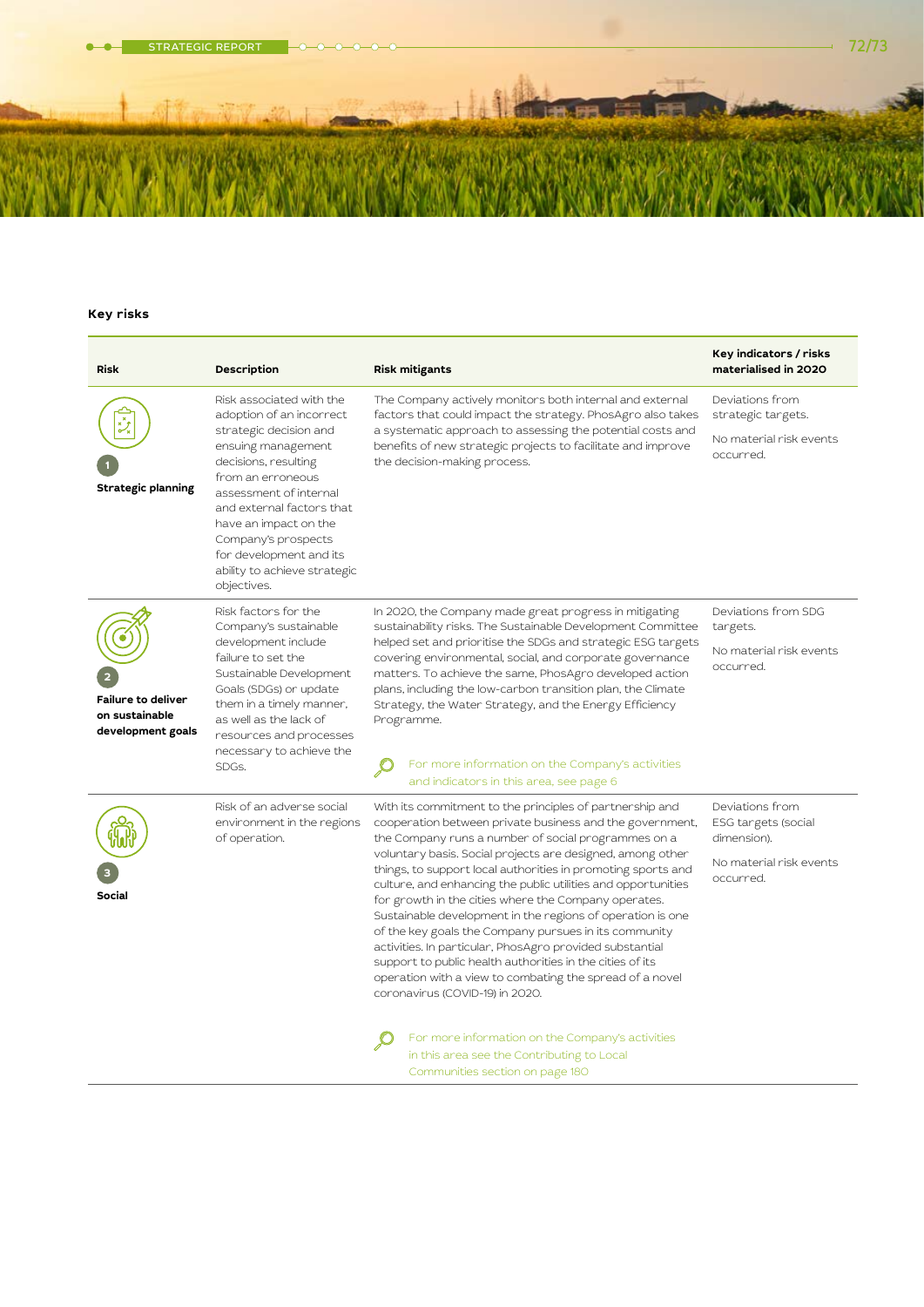### Key risks

| Risk | Description | Risk mitigants | Key indicators / risks materialised in 2020 |
|---|---|---|---|
| 1 **Strategic planning** | Risk associated with the adoption of an incorrect strategic decision and ensuing management decisions, resulting from an erroneous assessment of internal and external factors that have an impact on the Company's prospects for development and its ability to achieve strategic objectives. | The Company actively monitors both internal and external factors that could impact the strategy. PhosAgro also takes a systematic approach to assessing the potential costs and benefits of new strategic projects to facilitate and improve the decision-making process. | Deviations from strategic targets.<br><br>No material risk events occurred. |
| 2 **Failure to deliver on sustainable development goals** | Risk factors for the Company's sustainable development include failure to set the Sustainable Development Goals (SDGs) or update them in a timely manner, as well as the lack of resources and processes necessary to achieve the SDGs. | In 2020, the Company made great progress in mitigating sustainability risks. The Sustainable Development Committee helped set and prioritise the SDGs and strategic ESG targets covering environmental, social, and corporate governance matters. To achieve the same, PhosAgro developed action plans, including the low-carbon transition plan, the Climate Strategy, the Water Strategy, and the Energy Efficiency Programme.<br><br>For more information on the Company's activities and indicators in this area, see page 6 | Deviations from SDG targets.<br><br>No material risk events occurred. |
| 3 **Social** | Risk of an adverse social environment in the regions of operation. | With its commitment to the principles of partnership and cooperation between private business and the government, the Company runs a number of social programmes on a voluntary basis. Social projects are designed, among other things, to support local authorities in promoting sports and culture, and enhancing the public utilities and opportunities for growth in the cities where the Company operates. Sustainable development in the regions of operation is one of the key goals the Company pursues in its community activities. In particular, PhosAgro provided substantial support to public health authorities in the cities of its operation with a view to combating the spread of a novel coronavirus (COVID-19) in 2020.<br><br>For more information on the Company's activities in this area see the Contributing to Local Communities section on page 180 | Deviations from ESG targets (social dimension).<br><br>No material risk events occurred. |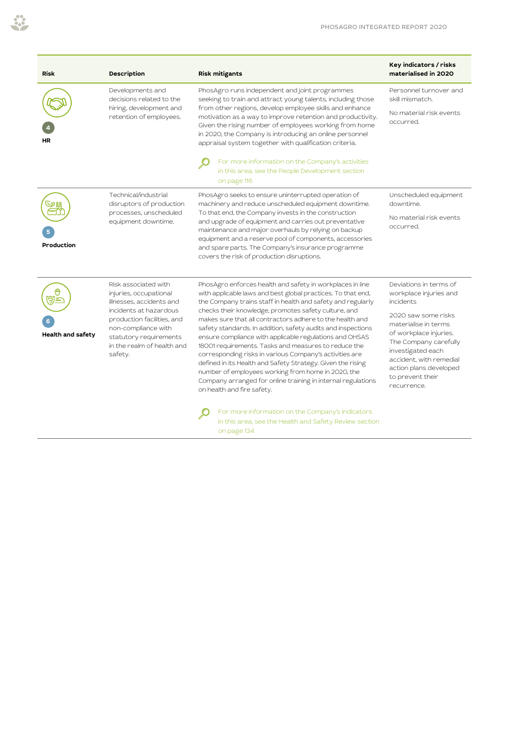| Risk | Description | Risk mitigants | Key indicators / risks materialised in 2020 |
| --- | --- | --- | --- |
| 4 **HR** | Developments and decisions related to the hiring, development and retention of employees. | PhosAgro runs independent and joint programmes seeking to train and attract young talents, including those from other regions, develop employee skills and enhance motivation as a way to improve retention and productivity. Given the rising number of employees working from home in 2020, the Company is introducing an online personnel appraisal system together with qualification criteria.<br><br>For more information on the Company's activities in this area, see the People Development section on page 116 | Personnel turnover and skill mismatch.<br><br>No material risk events occurred. |
| 5 **Production** | Technical/industrial disruptors of production processes, unscheduled equipment downtime. | PhosAgro seeks to ensure uninterrupted operation of machinery and reduce unscheduled equipment downtime. To that end, the Company invests in the construction and upgrade of equipment and carries out preventative maintenance and major overhauls by relying on backup equipment and a reserve pool of components, accessories and spare parts. The Company's insurance programme covers the risk of production disruptions. | Unscheduled equipment downtime.<br><br>No material risk events occurred. |
| 6 **Health and safety** | Risk associated with injuries, occupational illnesses, accidents and incidents at hazardous production facilities, and non-compliance with statutory requirements in the realm of health and safety. | PhosAgro enforces health and safety in workplaces in line with applicable laws and best global practices. To that end, the Company trains staff in health and safety and regularly checks their knowledge, promotes safety culture, and makes sure that all contractors adhere to the health and safety standards. In addition, safety audits and inspections ensure compliance with applicable regulations and OHSAS 18001 requirements. Tasks and measures to reduce the corresponding risks in various Company's activities are defined in its Health and Safety Strategy. Given the rising number of employees working from home in 2020, the Company arranged for online training in internal regulations on health and fire safety.<br><br>For more information on the Company's indicators in this area, see the Health and Safety Review section on page 134 | Deviations in terms of workplace injuries and incidents<br><br>2020 saw some risks materialise in terms of workplace injuries. The Company carefully investigated each accident, with remedial action plans developed to prevent their recurrence. |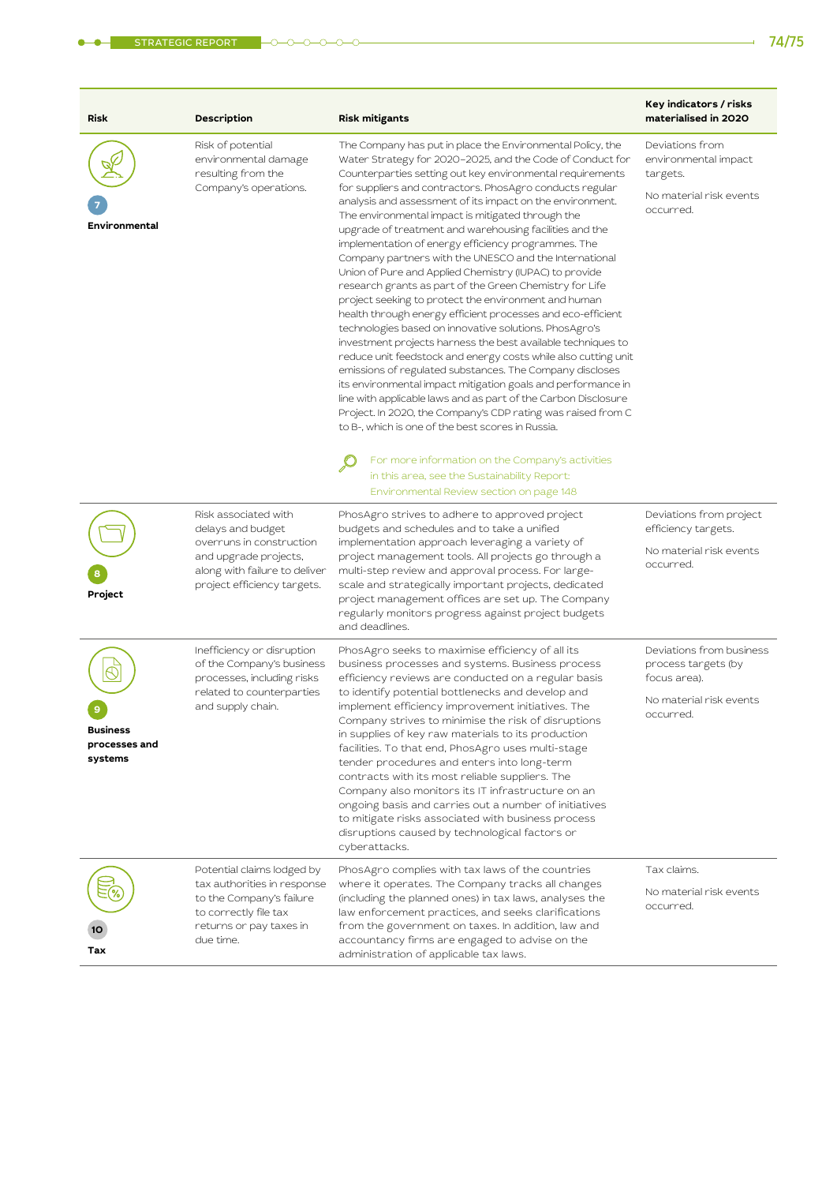| Risk | Description | Risk mitigants | Key indicators / risks materialised in 2020 |
|---|---|---|---|
| 7 **Environmental** | Risk of potential environmental damage resulting from the Company's operations. | The Company has put in place the Environmental Policy, the Water Strategy for 2020–2025, and the Code of Conduct for Counterparties setting out key environmental requirements for suppliers and contractors. PhosAgro conducts regular analysis and assessment of its impact on the environment. The environmental impact is mitigated through the upgrade of treatment and warehousing facilities and the implementation of energy efficiency programmes. The Company partners with the UNESCO and the International Union of Pure and Applied Chemistry (IUPAC) to provide research grants as part of the Green Chemistry for Life project seeking to protect the environment and human health through energy efficient processes and eco-efficient technologies based on innovative solutions. PhosAgro's investment projects harness the best available techniques to reduce unit feedstock and energy costs while also cutting unit emissions of regulated substances. The Company discloses its environmental impact mitigation goals and performance in line with applicable laws and as part of the Carbon Disclosure Project. In 2020, the Company's CDP rating was raised from C to B-, which is one of the best scores in Russia. For more information on the Company's activities in this area, see the Sustainability Report: Environmental Review section on page 148 | Deviations from environmental impact targets. No material risk events occurred. |
| 8 **Project** | Risk associated with delays and budget overruns in construction and upgrade projects, along with failure to deliver project efficiency targets. | PhosAgro strives to adhere to approved project budgets and schedules and to take a unified implementation approach leveraging a variety of project management tools. All projects go through a multi-step review and approval process. For large-scale and strategically important projects, dedicated project management offices are set up. The Company regularly monitors progress against project budgets and deadlines. | Deviations from project efficiency targets. No material risk events occurred. |
| 9 **Business processes and systems** | Inefficiency or disruption of the Company's business processes, including risks related to counterparties and supply chain. | PhosAgro seeks to maximise efficiency of all its business processes and systems. Business process efficiency reviews are conducted on a regular basis to identify potential bottlenecks and develop and implement efficiency improvement initiatives. The Company strives to minimise the risk of disruptions in supplies of key raw materials to its production facilities. To that end, PhosAgro uses multi-stage tender procedures and enters into long-term contracts with its most reliable suppliers. The Company also monitors its IT infrastructure on an ongoing basis and carries out a number of initiatives to mitigate risks associated with business process disruptions caused by technological factors or cyberattacks. | Deviations from business process targets (by focus area). No material risk events occurred. |
| 10 **Tax** | Potential claims lodged by tax authorities in response to the Company's failure to correctly file tax returns or pay taxes in due time. | PhosAgro complies with tax laws of the countries where it operates. The Company tracks all changes (including the planned ones) in tax laws, analyses the law enforcement practices, and seeks clarifications from the government on taxes. In addition, law and accountancy firms are engaged to advise on the administration of applicable tax laws. | Tax claims. No material risk events occurred. |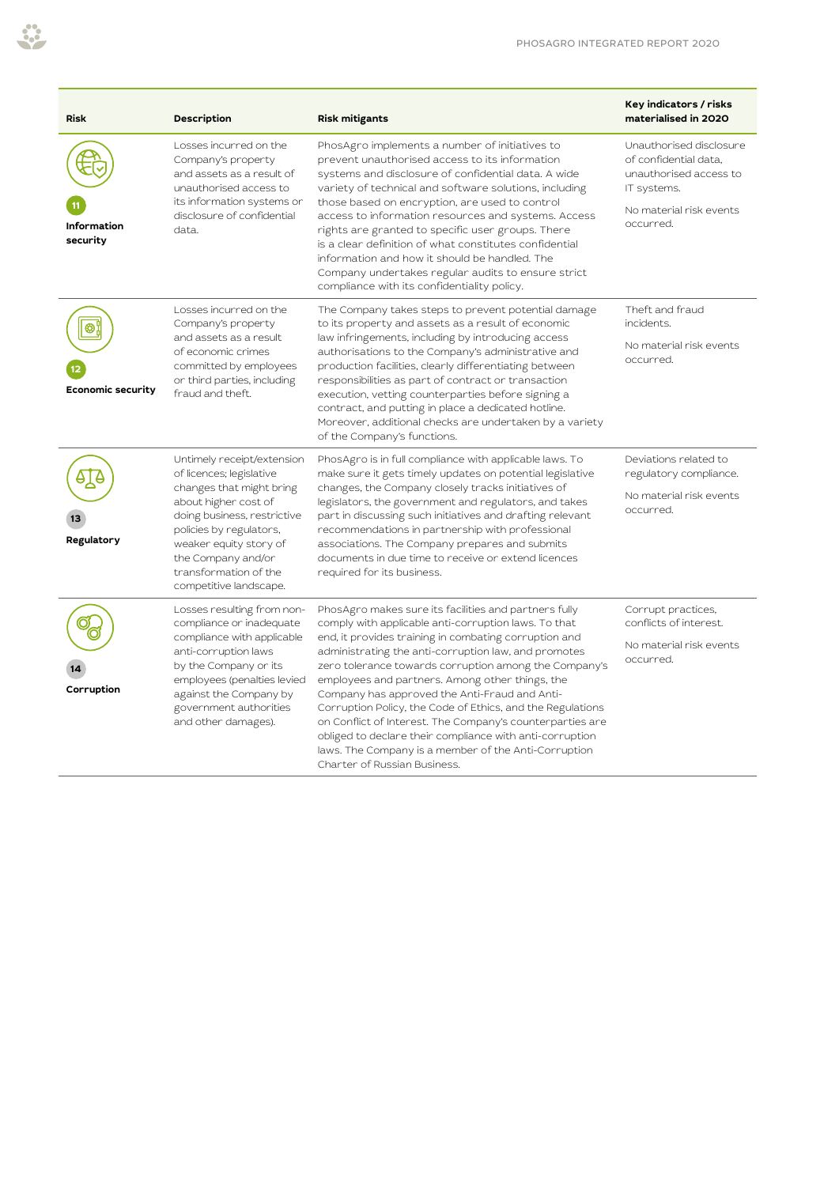| Risk | Description | Risk mitigants | Key indicators / risks materialised in 2020 |
|---|---|---|---|
| 11 **Information security** | Losses incurred on the Company's property and assets as a result of unauthorised access to its information systems or disclosure of confidential data. | PhosAgro implements a number of initiatives to prevent unauthorised access to its information systems and disclosure of confidential data. A wide variety of technical and software solutions, including those based on encryption, are used to control access to information resources and systems. Access rights are granted to specific user groups. There is a clear definition of what constitutes confidential information and how it should be handled. The Company undertakes regular audits to ensure strict compliance with its confidentiality policy. | Unauthorised disclosure of confidential data, unauthorised access to IT systems.<br><br>No material risk events occurred. |
| 12 **Economic security** | Losses incurred on the Company's property and assets as a result of economic crimes committed by employees or third parties, including fraud and theft. | The Company takes steps to prevent potential damage to its property and assets as a result of economic law infringements, including by introducing access authorisations to the Company's administrative and production facilities, clearly differentiating between responsibilities as part of contract or transaction execution, vetting counterparties before signing a contract, and putting in place a dedicated hotline. Moreover, additional checks are undertaken by a variety of the Company's functions. | Theft and fraud incidents.<br><br>No material risk events occurred. |
| 13 **Regulatory** | Untimely receipt/extension of licences; legislative changes that might bring about higher cost of doing business, restrictive policies by regulators, weaker equity story of the Company and/or transformation of the competitive landscape. | PhosAgro is in full compliance with applicable laws. To make sure it gets timely updates on potential legislative changes, the Company closely tracks initiatives of legislators, the government and regulators, and takes part in discussing such initiatives and drafting relevant recommendations in partnership with professional associations. The Company prepares and submits documents in due time to receive or extend licences required for its business. | Deviations related to regulatory compliance.<br><br>No material risk events occurred. |
| 14 **Corruption** | Losses resulting from non-compliance or inadequate compliance with applicable anti-corruption laws by the Company or its employees (penalties levied against the Company by government authorities and other damages). | PhosAgro makes sure its facilities and partners fully comply with applicable anti-corruption laws. To that end, it provides training in combating corruption and administrating the anti-corruption law, and promotes zero tolerance towards corruption among the Company's employees and partners. Among other things, the Company has approved the Anti-Fraud and Anti-Corruption Policy, the Code of Ethics, and the Regulations on Conflict of Interest. The Company's counterparties are obliged to declare their compliance with anti-corruption laws. The Company is a member of the Anti-Corruption Charter of Russian Business. | Corrupt practices, conflicts of interest.<br><br>No material risk events occurred. |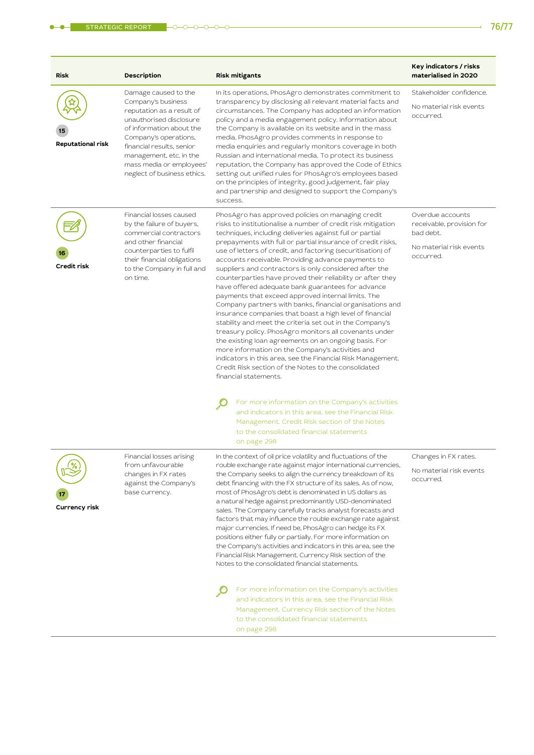| Risk | Description | Risk mitigants | Key indicators / risks materialised in 2020 |
|---|---|---|---|
| 15 **Reputational risk** | Damage caused to the Company's business reputation as a result of unauthorised disclosure of information about the Company's operations, financial results, senior management, etc. in the mass media or employees' neglect of business ethics. | In its operations, PhosAgro demonstrates commitment to transparency by disclosing all relevant material facts and circumstances. The Company has adopted an information policy and a media engagement policy. Information about the Company is available on its website and in the mass media. PhosAgro provides comments in response to media enquiries and regularly monitors coverage in both Russian and international media. To protect its business reputation, the Company has approved the Code of Ethics setting out unified rules for PhosAgro's employees based on the principles of integrity, good judgement, fair play and partnership and designed to support the Company's success. | Stakeholder confidence.<br><br>No material risk events occurred. |
| 16 **Credit risk** | Financial losses caused by the failure of buyers, commercial contractors and other financial counterparties to fulfil their financial obligations to the Company in full and on time. | PhosAgro has approved policies on managing credit risks to institutionalise a number of credit risk mitigation techniques, including deliveries against full or partial prepayments with full or partial insurance of credit risks, use of letters of credit, and factoring (securitisation) of accounts receivable. Providing advance payments to suppliers and contractors is only considered after the counterparties have proved their reliability or after they have offered adequate bank guarantees for advance payments that exceed approved internal limits. The Company partners with banks, financial organisations and insurance companies that boast a high level of financial stability and meet the criteria set out in the Company's treasury policy. PhosAgro monitors all covenants under the existing loan agreements on an ongoing basis. For more information on the Company's activities and indicators in this area, see the Financial Risk Management. Credit Risk section of the Notes to the consolidated financial statements.<br><br>For more information on the Company's activities and indicators in this area, see the Financial Risk Management. Credit Risk section of the Notes to the consolidated financial statements on page 298 | Overdue accounts receivable, provision for bad debt.<br><br>No material risk events occurred. |
| 17 **Currency risk** | Financial losses arising from unfavourable changes in FX rates against the Company's base currency. | In the context of oil price volatility and fluctuations of the rouble exchange rate against major international currencies, the Company seeks to align the currency breakdown of its debt financing with the FX structure of its sales. As of now, most of PhosAgro's debt is denominated in US dollars as a natural hedge against predominantly USD-denominated sales. The Company carefully tracks analyst forecasts and factors that may influence the rouble exchange rate against major currencies. If need be, PhosAgro can hedge its FX positions either fully or partially. For more information on the Company's activities and indicators in this area, see the Financial Risk Management. Currency Risk section of the Notes to the consolidated financial statements.<br><br>For more information on the Company's activities and indicators in this area, see the Financial Risk Management. Currency Risk section of the Notes to the consolidated financial statements on page 298 | Changes in FX rates.<br><br>No material risk events occurred. |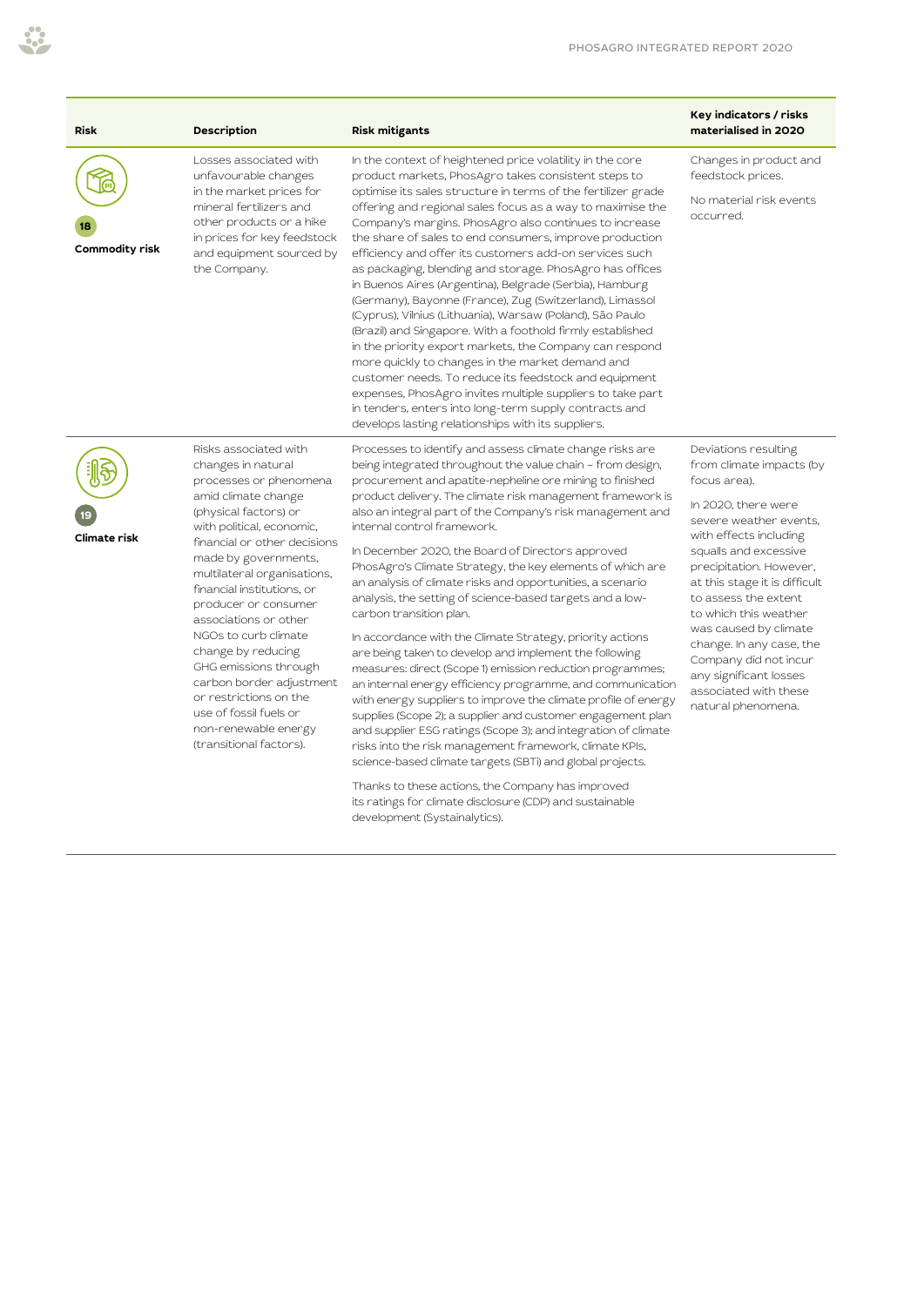| Risk | Description | Risk mitigants | Key indicators / risks materialised in 2020 |
|---|---|---|---|
| 18 Commodity risk | Losses associated with unfavourable changes in the market prices for mineral fertilizers and other products or a hike in prices for key feedstock and equipment sourced by the Company. | In the context of heightened price volatility in the core product markets, PhosAgro takes consistent steps to optimise its sales structure in terms of the fertilizer grade offering and regional sales focus as a way to maximise the Company's margins. PhosAgro also continues to increase the share of sales to end consumers, improve production efficiency and offer its customers add-on services such as packaging, blending and storage. PhosAgro has offices in Buenos Aires (Argentina), Belgrade (Serbia), Hamburg (Germany), Bayonne (France), Zug (Switzerland), Limassol (Cyprus), Vilnius (Lithuania), Warsaw (Poland), São Paulo (Brazil) and Singapore. With a foothold firmly established in the priority export markets, the Company can respond more quickly to changes in the market demand and customer needs. To reduce its feedstock and equipment expenses, PhosAgro invites multiple suppliers to take part in tenders, enters into long-term supply contracts and develops lasting relationships with its suppliers. | Changes in product and feedstock prices.<br><br>No material risk events occurred. |
| 19 Climate risk | Risks associated with changes in natural processes or phenomena amid climate change (physical factors) or with political, economic, financial or other decisions made by governments, multilateral organisations, financial institutions, or producer or consumer associations or other NGOs to curb climate change by reducing GHG emissions through carbon border adjustment or restrictions on the use of fossil fuels or non-renewable energy (transitional factors). | Processes to identify and assess climate change risks are being integrated throughout the value chain – from design, procurement and apatite-nepheline ore mining to finished product delivery. The climate risk management framework is also an integral part of the Company's risk management and internal control framework.<br><br>In December 2020, the Board of Directors approved PhosAgro's Climate Strategy, the key elements of which are an analysis of climate risks and opportunities, a scenario analysis, the setting of science-based targets and a low-carbon transition plan.<br><br>In accordance with the Climate Strategy, priority actions are being taken to develop and implement the following measures: direct (Scope 1) emission reduction programmes; an internal energy efficiency programme, and communication with energy suppliers to improve the climate profile of energy supplies (Scope 2); a supplier and customer engagement plan and supplier ESG ratings (Scope 3); and integration of climate risks into the risk management framework, climate KPIs, science-based climate targets (SBTi) and global projects.<br><br>Thanks to these actions, the Company has improved its ratings for climate disclosure (CDP) and sustainable development (Systainalytics). | Deviations resulting from climate impacts (by focus area).<br><br>In 2020, there were severe weather events, with effects including squalls and excessive precipitation. However, at this stage it is difficult to assess the extent to which this weather was caused by climate change. In any case, the Company did not incur any significant losses associated with these natural phenomena. |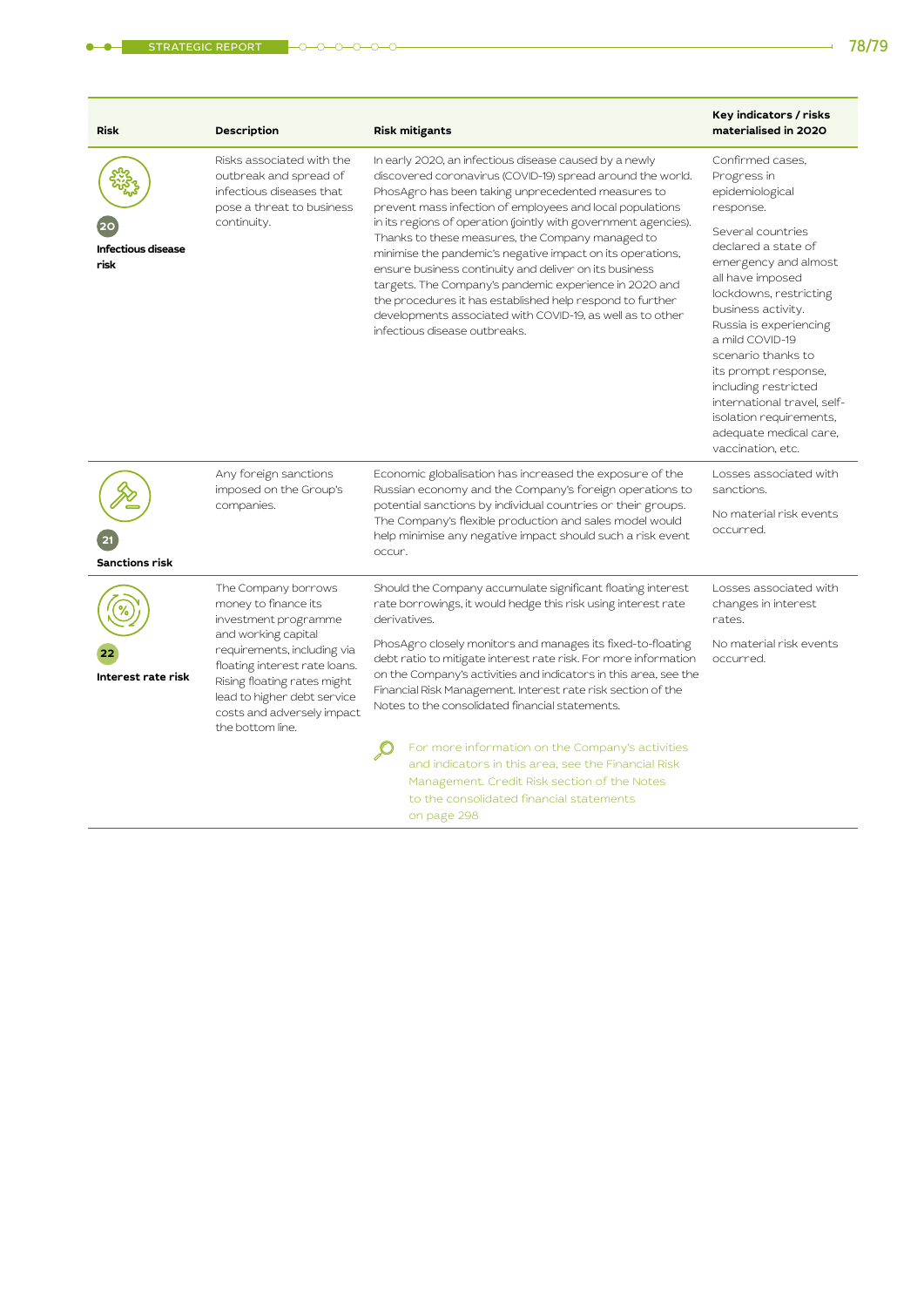| Risk | Description | Risk mitigants | Key indicators / risks materialised in 2020 |
|---|---|---|---|
| 20 **Infectious disease risk** | Risks associated with the outbreak and spread of infectious diseases that pose a threat to business continuity. | In early 2020, an infectious disease caused by a newly discovered coronavirus (COVID-19) spread around the world. PhosAgro has been taking unprecedented measures to prevent mass infection of employees and local populations in its regions of operation (jointly with government agencies). Thanks to these measures, the Company managed to minimise the pandemic's negative impact on its operations, ensure business continuity and deliver on its business targets. The Company's pandemic experience in 2020 and the procedures it has established help respond to further developments associated with COVID-19, as well as to other infectious disease outbreaks. | Confirmed cases, Progress in epidemiological response.<br><br>Several countries declared a state of emergency and almost all have imposed lockdowns, restricting business activity. Russia is experiencing a mild COVID-19 scenario thanks to its prompt response, including restricted international travel, self-isolation requirements, adequate medical care, vaccination, etc. |
| 21 **Sanctions risk** | Any foreign sanctions imposed on the Group's companies. | Economic globalisation has increased the exposure of the Russian economy and the Company's foreign operations to potential sanctions by individual countries or their groups. The Company's flexible production and sales model would help minimise any negative impact should such a risk event occur. | Losses associated with sanctions.<br><br>No material risk events occurred. |
| 22 **Interest rate risk** | The Company borrows money to finance its investment programme and working capital requirements, including via floating interest rate loans. Rising floating rates might lead to higher debt service costs and adversely impact the bottom line. | Should the Company accumulate significant floating interest rate borrowings, it would hedge this risk using interest rate derivatives.<br><br>PhosAgro closely monitors and manages its fixed-to-floating debt ratio to mitigate interest rate risk. For more information on the Company's activities and indicators in this area, see the Financial Risk Management. Interest rate risk section of the Notes to the consolidated financial statements.<br><br>For more information on the Company's activities and indicators in this area, see the Financial Risk Management. Credit Risk section of the Notes to the consolidated financial statements on page 298 | Losses associated with changes in interest rates.<br><br>No material risk events occurred. |